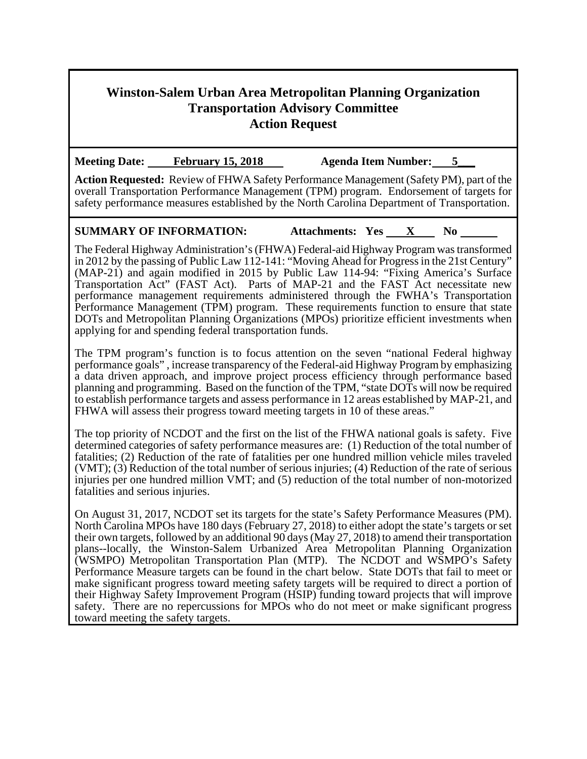# Winston-Salem Urban Area Metropolitan Planning Organization
## Transportation Advisory Committee
## Action Request

**Meeting Date:** **February 15, 2018** **Agenda Item Number:** **5**

**Action Requested:** Review of FHWA Safety Performance Management (Safety PM), part of the overall Transportation Performance Management (TPM) program. Endorsement of targets for safety performance measures established by the North Carolina Department of Transportation.

**SUMMARY OF INFORMATION:** **Attachments: Yes X No**

The Federal Highway Administration's (FHWA) Federal-aid Highway Program was transformed in 2012 by the passing of Public Law 112-141: "Moving Ahead for Progress in the 21st Century" (MAP-21) and again modified in 2015 by Public Law 114-94: "Fixing America's Surface Transportation Act" (FAST Act). Parts of MAP-21 and the FAST Act necessitate new performance management requirements administered through the FWHA's Transportation Performance Management (TPM) program. These requirements function to ensure that state DOTs and Metropolitan Planning Organizations (MPOs) prioritize efficient investments when applying for and spending federal transportation funds.

The TPM program's function is to focus attention on the seven "national Federal highway performance goals" , increase transparency of the Federal-aid Highway Program by emphasizing a data driven approach, and improve project process efficiency through performance based planning and programming. Based on the function of the TPM, "state DOTs will now be required to establish performance targets and assess performance in 12 areas established by MAP-21, and FHWA will assess their progress toward meeting targets in 10 of these areas."

The top priority of NCDOT and the first on the list of the FHWA national goals is safety. Five determined categories of safety performance measures are: (1) Reduction of the total number of fatalities; (2) Reduction of the rate of fatalities per one hundred million vehicle miles traveled (VMT); (3) Reduction of the total number of serious injuries; (4) Reduction of the rate of serious injuries per one hundred million VMT; and (5) reduction of the total number of non-motorized fatalities and serious injuries.

On August 31, 2017, NCDOT set its targets for the state's Safety Performance Measures (PM). North Carolina MPOs have 180 days (February 27, 2018) to either adopt the state's targets or set their own targets, followed by an additional 90 days (May 27, 2018) to amend their transportation plans--locally, the Winston-Salem Urbanized Area Metropolitan Planning Organization (WSMPO) Metropolitan Transportation Plan (MTP). The NCDOT and WSMPO's Safety Performance Measure targets can be found in the chart below. State DOTs that fail to meet or make significant progress toward meeting safety targets will be required to direct a portion of their Highway Safety Improvement Program (HSIP) funding toward projects that will improve safety. There are no repercussions for MPOs who do not meet or make significant progress toward meeting the safety targets.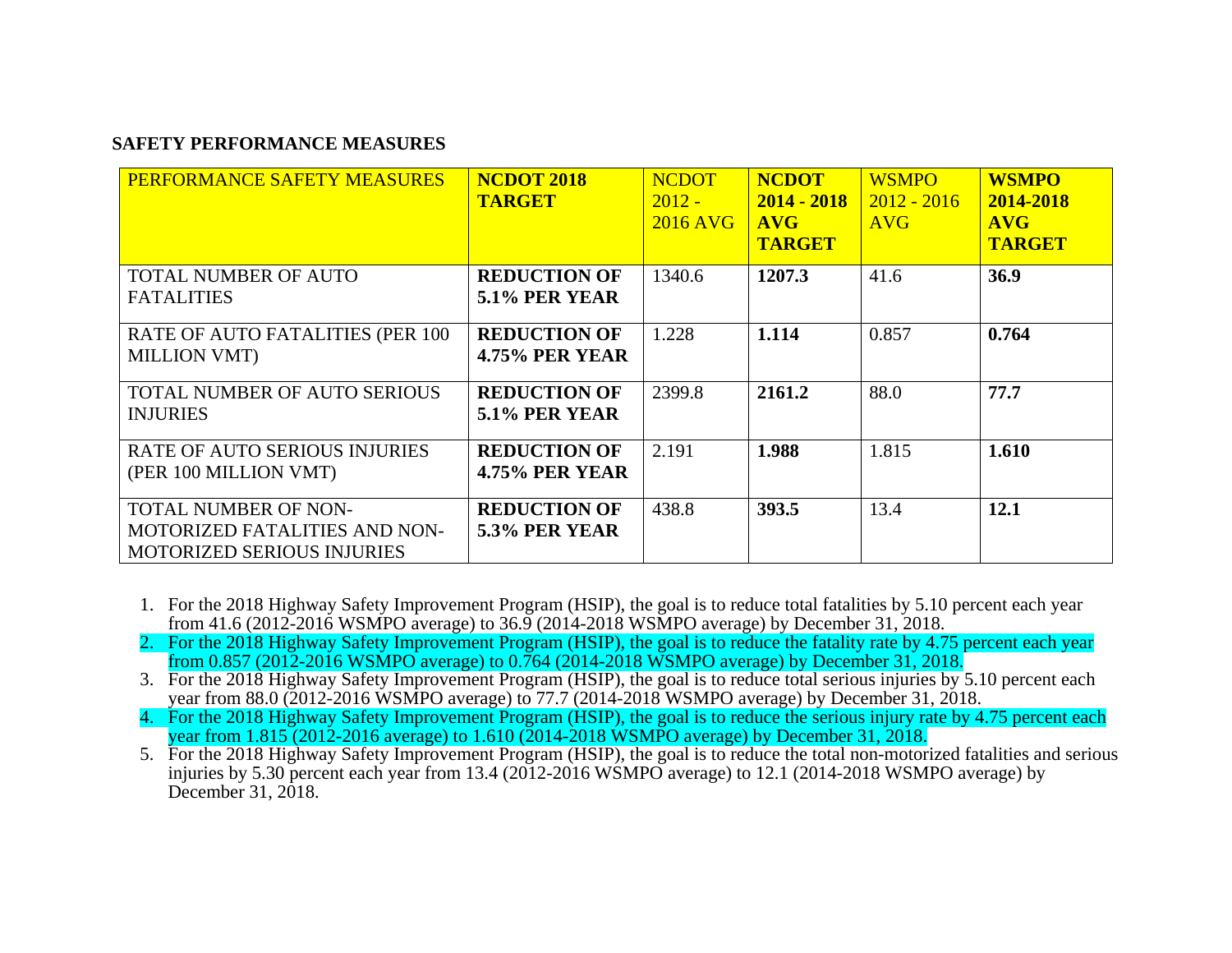## SAFETY PERFORMANCE MEASURES

| PERFORMANCE SAFETY MEASURES | **NCDOT 2018 TARGET** | NCDOT 2012 - 2016 AVG | **NCDOT 2014 - 2018 AVG TARGET** | WSMPO 2012 - 2016 AVG | **WSMPO 2014-2018 AVG TARGET** |
|---|---|---|---|---|---|
| TOTAL NUMBER OF AUTO FATALITIES | **REDUCTION OF 5.1% PER YEAR** | 1340.6 | **1207.3** | 41.6 | **36.9** |
| RATE OF AUTO FATALITIES (PER 100 MILLION VMT) | **REDUCTION OF 4.75% PER YEAR** | 1.228 | **1.114** | 0.857 | **0.764** |
| TOTAL NUMBER OF AUTO SERIOUS INJURIES | **REDUCTION OF 5.1% PER YEAR** | 2399.8 | **2161.2** | 88.0 | **77.7** |
| RATE OF AUTO SERIOUS INJURIES (PER 100 MILLION VMT) | **REDUCTION OF 4.75% PER YEAR** | 2.191 | **1.988** | 1.815 | **1.610** |
| TOTAL NUMBER OF NON-MOTORIZED FATALITIES AND NON-MOTORIZED SERIOUS INJURIES | **REDUCTION OF 5.3% PER YEAR** | 438.8 | **393.5** | 13.4 | **12.1** |

1. For the 2018 Highway Safety Improvement Program (HSIP), the goal is to reduce total fatalities by 5.10 percent each year from 41.6 (2012-2016 WSMPO average) to 36.9 (2014-2018 WSMPO average) by December 31, 2018.
2. For the 2018 Highway Safety Improvement Program (HSIP), the goal is to reduce the fatality rate by 4.75 percent each year from 0.857 (2012-2016 WSMPO average) to 0.764 (2014-2018 WSMPO average) by December 31, 2018.
3. For the 2018 Highway Safety Improvement Program (HSIP), the goal is to reduce total serious injuries by 5.10 percent each year from 88.0 (2012-2016 WSMPO average) to 77.7 (2014-2018 WSMPO average) by December 31, 2018.
4. For the 2018 Highway Safety Improvement Program (HSIP), the goal is to reduce the serious injury rate by 4.75 percent each year from 1.815 (2012-2016 average) to 1.610 (2014-2018 WSMPO average) by December 31, 2018.
5. For the 2018 Highway Safety Improvement Program (HSIP), the goal is to reduce the total non-motorized fatalities and serious injuries by 5.30 percent each year from 13.4 (2012-2016 WSMPO average) to 12.1 (2014-2018 WSMPO average) by December 31, 2018.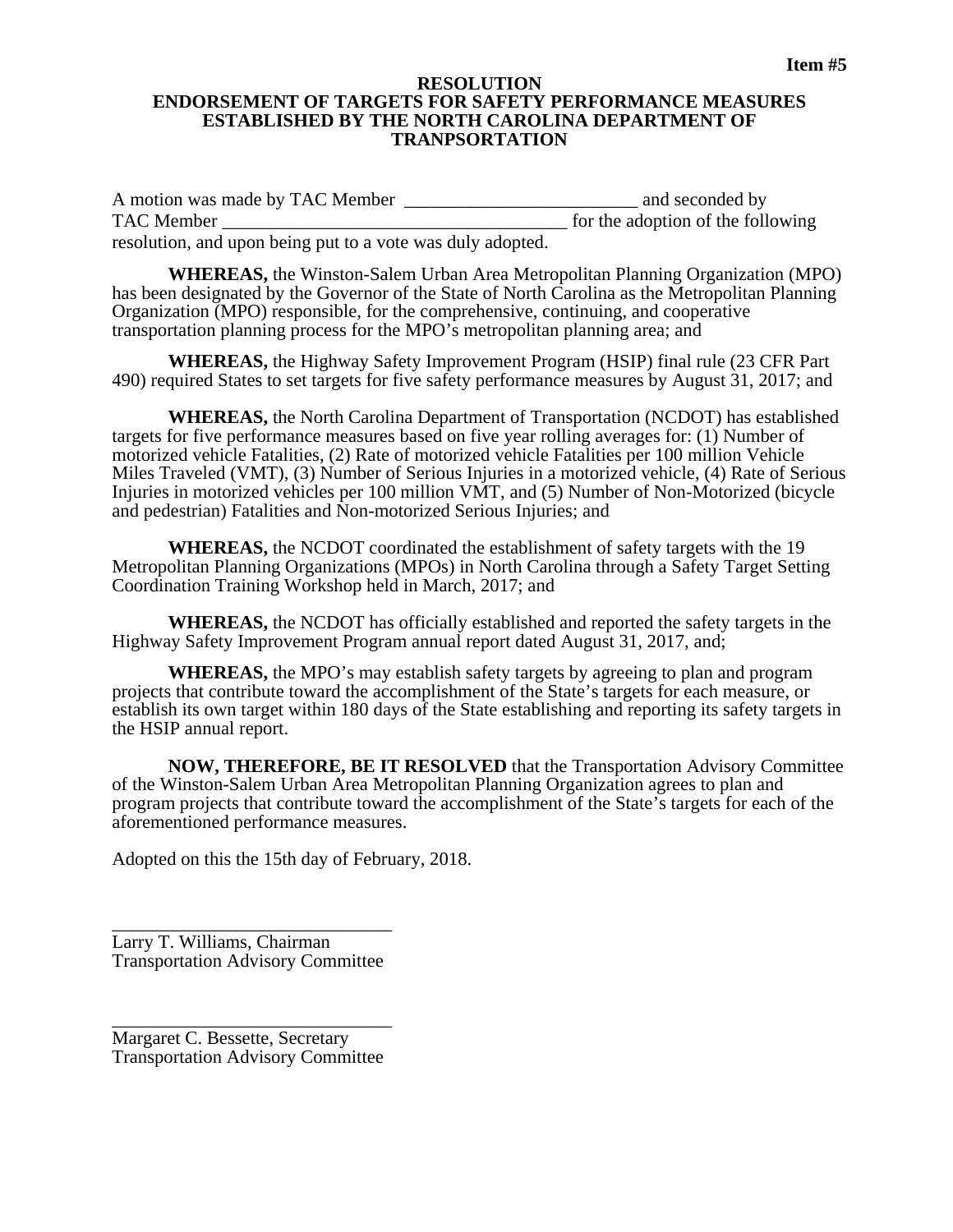**Item #5**

# RESOLUTION
## ENDORSEMENT OF TARGETS FOR SAFETY PERFORMANCE MEASURES ESTABLISHED BY THE NORTH CAROLINA DEPARTMENT OF TRANPSORTATION

A motion was made by TAC Member ________________________ and seconded by TAC Member ____________________________________ for the adoption of the following resolution, and upon being put to a vote was duly adopted.

**WHEREAS,** the Winston-Salem Urban Area Metropolitan Planning Organization (MPO) has been designated by the Governor of the State of North Carolina as the Metropolitan Planning Organization (MPO) responsible, for the comprehensive, continuing, and cooperative transportation planning process for the MPO's metropolitan planning area; and

**WHEREAS,** the Highway Safety Improvement Program (HSIP) final rule (23 CFR Part 490) required States to set targets for five safety performance measures by August 31, 2017; and

**WHEREAS,** the North Carolina Department of Transportation (NCDOT) has established targets for five performance measures based on five year rolling averages for: (1) Number of motorized vehicle Fatalities, (2) Rate of motorized vehicle Fatalities per 100 million Vehicle Miles Traveled (VMT), (3) Number of Serious Injuries in a motorized vehicle, (4) Rate of Serious Injuries in motorized vehicles per 100 million VMT, and (5) Number of Non-Motorized (bicycle and pedestrian) Fatalities and Non-motorized Serious Injuries; and

**WHEREAS,** the NCDOT coordinated the establishment of safety targets with the 19 Metropolitan Planning Organizations (MPOs) in North Carolina through a Safety Target Setting Coordination Training Workshop held in March, 2017; and

**WHEREAS,** the NCDOT has officially established and reported the safety targets in the Highway Safety Improvement Program annual report dated August 31, 2017, and;

**WHEREAS,** the MPO's may establish safety targets by agreeing to plan and program projects that contribute toward the accomplishment of the State's targets for each measure, or establish its own target within 180 days of the State establishing and reporting its safety targets in the HSIP annual report.

**NOW, THEREFORE, BE IT RESOLVED** that the Transportation Advisory Committee of the Winston-Salem Urban Area Metropolitan Planning Organization agrees to plan and program projects that contribute toward the accomplishment of the State's targets for each of the aforementioned performance measures.

Adopted on this the 15th day of February, 2018.

______________________________
Larry T. Williams, Chairman
Transportation Advisory Committee

______________________________
Margaret C. Bessette, Secretary
Transportation Advisory Committee